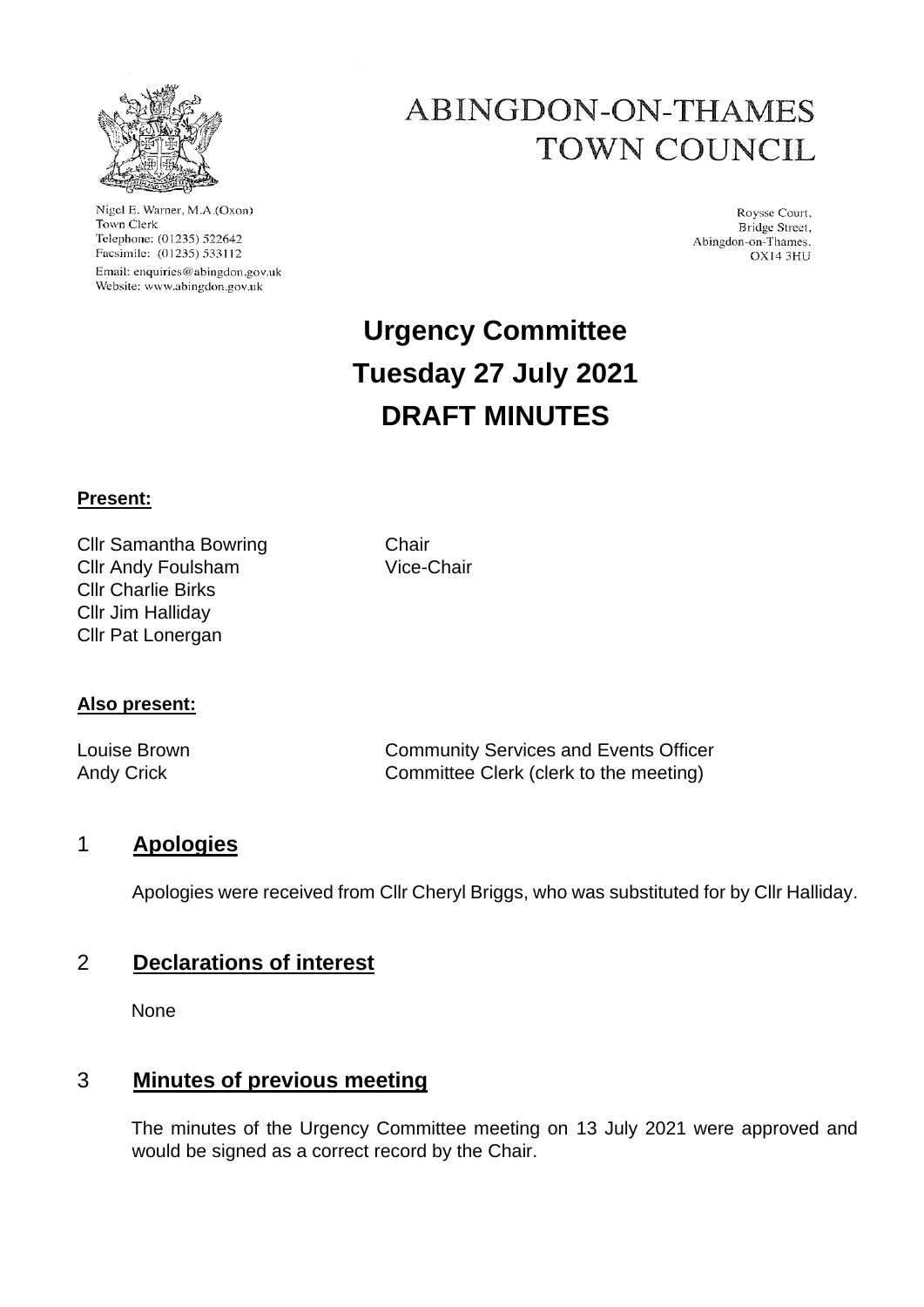# ABINGDON-ON-THAMES TOWN COUNCIL

Nigel E. Warner, M.A.(Oxon)
Town Clerk
Telephone: (01235) 522642
Facsimile: (01235) 533112
Email: enquiries@abingdon.gov.uk
Website: www.abingdon.gov.uk

Roysse Court,
Bridge Street,
Abingdon-on-Thames.
OX14 3HU

# Urgency Committee
# Tuesday 27 July 2021
# DRAFT MINUTES

**Present:**

Cllr Samantha Bowring — Chair
Cllr Andy Foulsham — Vice-Chair
Cllr Charlie Birks
Cllr Jim Halliday
Cllr Pat Lonergan

**Also present:**

Louise Brown — Community Services and Events Officer
Andy Crick — Committee Clerk (clerk to the meeting)

## 1 Apologies

Apologies were received from Cllr Cheryl Briggs, who was substituted for by Cllr Halliday.

## 2 Declarations of interest

None

## 3 Minutes of previous meeting

The minutes of the Urgency Committee meeting on 13 July 2021 were approved and would be signed as a correct record by the Chair.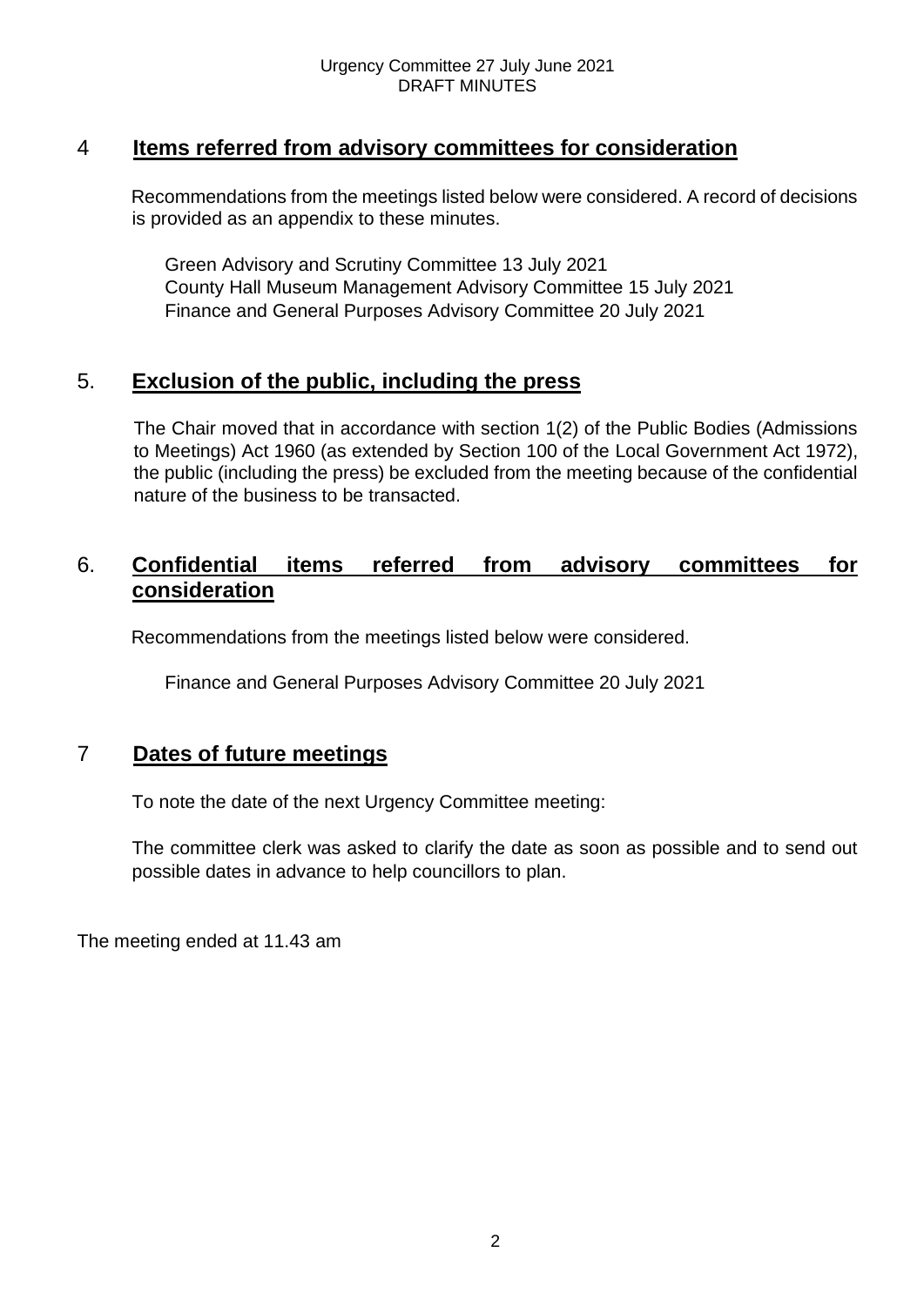## 4 Items referred from advisory committees for consideration

Recommendations from the meetings listed below were considered. A record of decisions is provided as an appendix to these minutes.

Green Advisory and Scrutiny Committee 13 July 2021
County Hall Museum Management Advisory Committee 15 July 2021
Finance and General Purposes Advisory Committee 20 July 2021

## 5. Exclusion of the public, including the press

The Chair moved that in accordance with section 1(2) of the Public Bodies (Admissions to Meetings) Act 1960 (as extended by Section 100 of the Local Government Act 1972), the public (including the press) be excluded from the meeting because of the confidential nature of the business to be transacted.

## 6. Confidential items referred from advisory committees for consideration

Recommendations from the meetings listed below were considered.

Finance and General Purposes Advisory Committee 20 July 2021

## 7 Dates of future meetings

To note the date of the next Urgency Committee meeting:

The committee clerk was asked to clarify the date as soon as possible and to send out possible dates in advance to help councillors to plan.

The meeting ended at 11.43 am